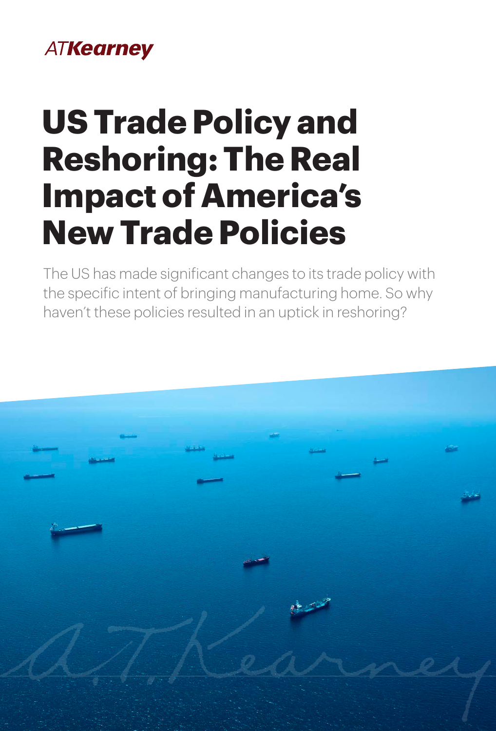ATKearney

# US Trade Policy and Reshoring: The Real Impact of America's New Trade Policies

The US has made significant changes to its trade policy with the specific intent of bringing manufacturing home. So why haven't these policies resulted in an uptick in reshoring?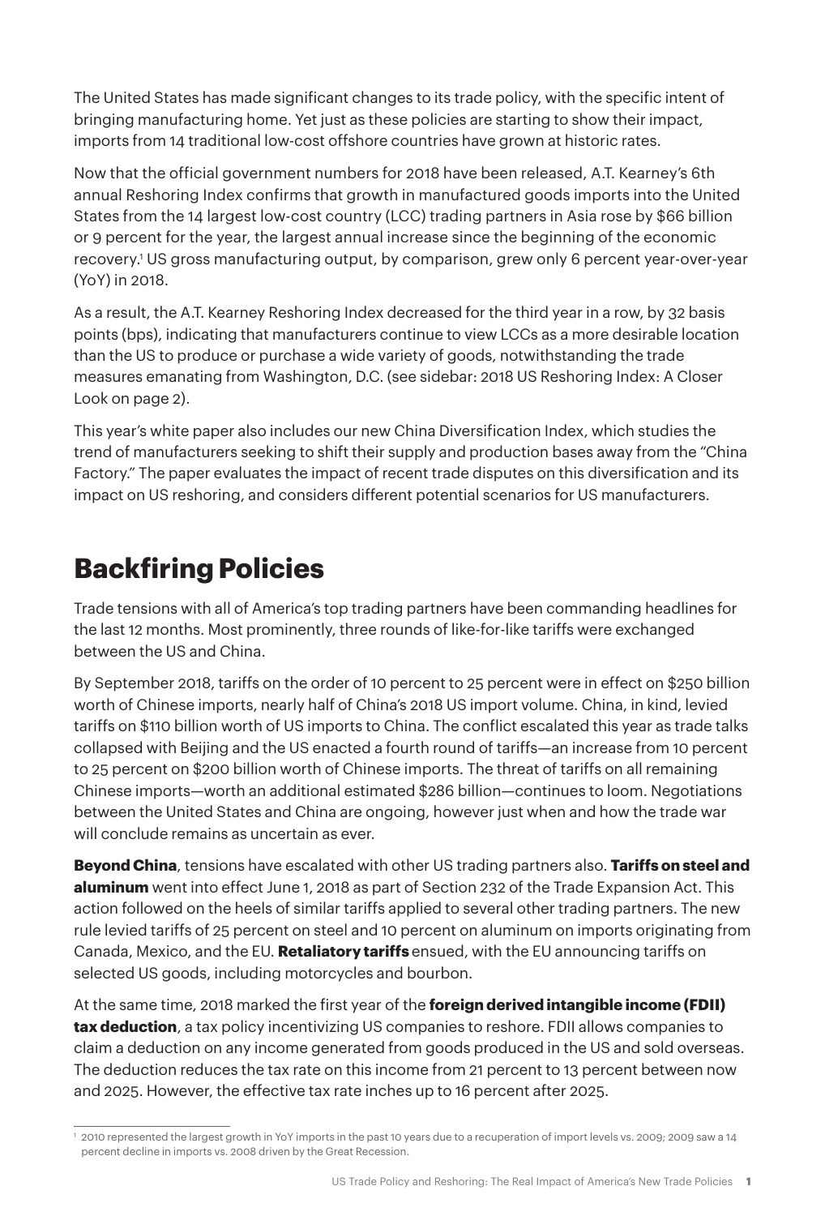The United States has made significant changes to its trade policy, with the specific intent of bringing manufacturing home. Yet just as these policies are starting to show their impact, imports from 14 traditional low-cost offshore countries have grown at historic rates.

Now that the official government numbers for 2018 have been released, A.T. Kearney's 6th annual Reshoring Index confirms that growth in manufactured goods imports into the United States from the 14 largest low-cost country (LCC) trading partners in Asia rose by $66 billion or 9 percent for the year, the largest annual increase since the beginning of the economic recovery.[1] US gross manufacturing output, by comparison, grew only 6 percent year-over-year (YoY) in 2018.

As a result, the A.T. Kearney Reshoring Index decreased for the third year in a row, by 32 basis points (bps), indicating that manufacturers continue to view LCCs as a more desirable location than the US to produce or purchase a wide variety of goods, notwithstanding the trade measures emanating from Washington, D.C. (see sidebar: 2018 US Reshoring Index: A Closer Look on page 2).

This year's white paper also includes our new China Diversification Index, which studies the trend of manufacturers seeking to shift their supply and production bases away from the "China Factory." The paper evaluates the impact of recent trade disputes on this diversification and its impact on US reshoring, and considers different potential scenarios for US manufacturers.

## Backfiring Policies

Trade tensions with all of America's top trading partners have been commanding headlines for the last 12 months. Most prominently, three rounds of like-for-like tariffs were exchanged between the US and China.

By September 2018, tariffs on the order of 10 percent to 25 percent were in effect on $250 billion worth of Chinese imports, nearly half of China's 2018 US import volume. China, in kind, levied tariffs on $110 billion worth of US imports to China. The conflict escalated this year as trade talks collapsed with Beijing and the US enacted a fourth round of tariffs—an increase from 10 percent to 25 percent on $200 billion worth of Chinese imports. The threat of tariffs on all remaining Chinese imports—worth an additional estimated $286 billion—continues to loom. Negotiations between the United States and China are ongoing, however just when and how the trade war will conclude remains as uncertain as ever.

**Beyond China**, tensions have escalated with other US trading partners also. **Tariffs on steel and aluminum** went into effect June 1, 2018 as part of Section 232 of the Trade Expansion Act. This action followed on the heels of similar tariffs applied to several other trading partners. The new rule levied tariffs of 25 percent on steel and 10 percent on aluminum on imports originating from Canada, Mexico, and the EU. **Retaliatory tariffs** ensued, with the EU announcing tariffs on selected US goods, including motorcycles and bourbon.

At the same time, 2018 marked the first year of the **foreign derived intangible income (FDII) tax deduction**, a tax policy incentivizing US companies to reshore. FDII allows companies to claim a deduction on any income generated from goods produced in the US and sold overseas. The deduction reduces the tax rate on this income from 21 percent to 13 percent between now and 2025. However, the effective tax rate inches up to 16 percent after 2025.

[1] 2010 represented the largest growth in YoY imports in the past 10 years due to a recuperation of import levels vs. 2009; 2009 saw a 14 percent decline in imports vs. 2008 driven by the Great Recession.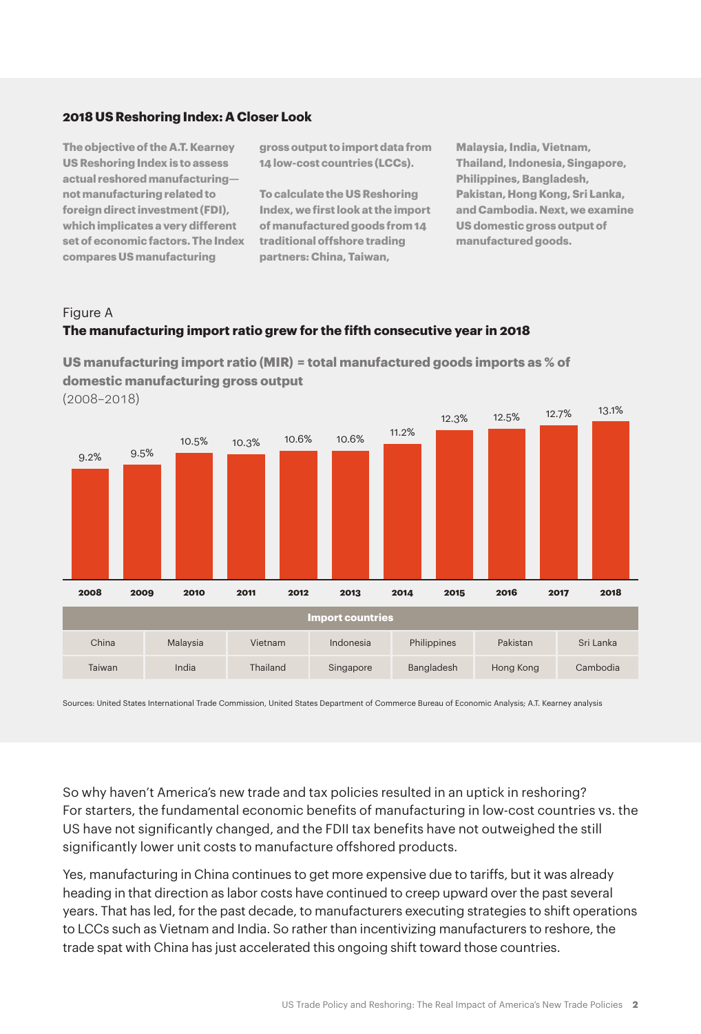### 2018 US Reshoring Index: A Closer Look

**The objective of the A.T. Kearney US Reshoring Index is to assess actual reshored manufacturing—not manufacturing related to foreign direct investment (FDI), which implicates a very different set of economic factors. The Index compares US manufacturing gross output to import data from 14 low-cost countries (LCCs).**

**To calculate the US Reshoring Index, we first look at the import of manufactured goods from 14 traditional offshore trading partners: China, Taiwan, Malaysia, India, Vietnam, Thailand, Indonesia, Singapore, Philippines, Bangladesh, Pakistan, Hong Kong, Sri Lanka, and Cambodia. Next, we examine US domestic gross output of manufactured goods.**

Figure A

**The manufacturing import ratio grew for the fifth consecutive year in 2018**

**US manufacturing import ratio (MIR) = total manufactured goods imports as % of domestic manufacturing gross output**

(2008–2018)

| Year | MIR |
|---|---|
| 2008 | 9.2% |
| 2009 | 9.5% |
| 2010 | 10.5% |
| 2011 | 10.3% |
| 2012 | 10.6% |
| 2013 | 10.6% |
| 2014 | 11.2% |
| 2015 | 12.3% |
| 2016 | 12.5% |
| 2017 | 12.7% |
| 2018 | 13.1% |

| Import countries | | | | | | |
|---|---|---|---|---|---|---|
| China | Malaysia | Vietnam | Indonesia | Philippines | Pakistan | Sri Lanka |
| Taiwan | India | Thailand | Singapore | Bangladesh | Hong Kong | Cambodia |

Sources: United States International Trade Commission, United States Department of Commerce Bureau of Economic Analysis; A.T. Kearney analysis

So why haven't America's new trade and tax policies resulted in an uptick in reshoring? For starters, the fundamental economic benefits of manufacturing in low-cost countries vs. the US have not significantly changed, and the FDII tax benefits have not outweighed the still significantly lower unit costs to manufacture offshored products.

Yes, manufacturing in China continues to get more expensive due to tariffs, but it was already heading in that direction as labor costs have continued to creep upward over the past several years. That has led, for the past decade, to manufacturers executing strategies to shift operations to LCCs such as Vietnam and India. So rather than incentivizing manufacturers to reshore, the trade spat with China has just accelerated this ongoing shift toward those countries.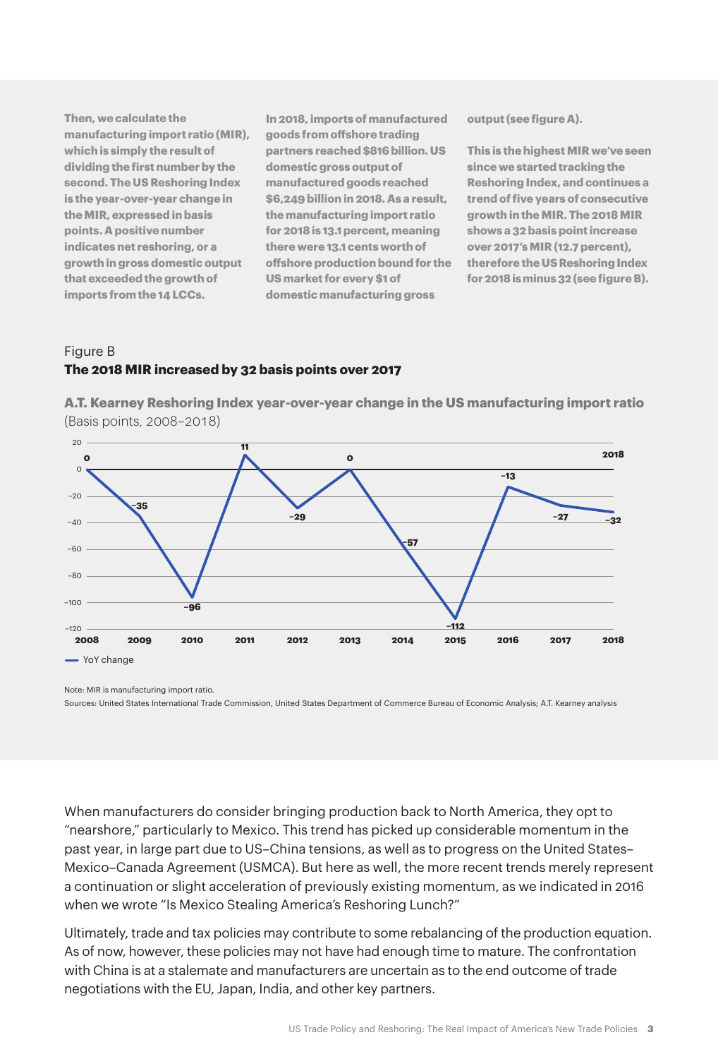**Then, we calculate the manufacturing import ratio (MIR), which is simply the result of dividing the first number by the second. The US Reshoring Index is the year-over-year change in the MIR, expressed in basis points. A positive number indicates net reshoring, or a growth in gross domestic output that exceeded the growth of imports from the 14 LCCs.**

**In 2018, imports of manufactured goods from offshore trading partners reached $816 billion. US domestic gross output of manufactured goods reached $6,249 billion in 2018. As a result, the manufacturing import ratio for 2018 is 13.1 percent, meaning there were 13.1 cents worth of offshore production bound for the US market for every $1 of domestic manufacturing gross output (see figure A).**

**This is the highest MIR we've seen since we started tracking the Reshoring Index, and continues a trend of five years of consecutive growth in the MIR. The 2018 MIR shows a 32 basis point increase over 2017's MIR (12.7 percent), therefore the US Reshoring Index for 2018 is minus 32 (see figure B).**

Figure B

**The 2018 MIR increased by 32 basis points over 2017**

**A.T. Kearney Reshoring Index year-over-year change in the US manufacturing import ratio**
(Basis points, 2008–2018)

| Year | YoY change |
|---|---|
| 2008 | 0 |
| 2009 | −35 |
| 2010 | −96 |
| 2011 | 11 |
| 2012 | −29 |
| 2013 | 0 |
| 2014 | −57 |
| 2015 | −112 |
| 2016 | −13 |
| 2017 | −27 |
| 2018 | −32 |

Note: MIR is manufacturing import ratio.
Sources: United States International Trade Commission, United States Department of Commerce Bureau of Economic Analysis; A.T. Kearney analysis

When manufacturers do consider bringing production back to North America, they opt to "nearshore," particularly to Mexico. This trend has picked up considerable momentum in the past year, in large part due to US–China tensions, as well as to progress on the United States–Mexico–Canada Agreement (USMCA). But here as well, the more recent trends merely represent a continuation or slight acceleration of previously existing momentum, as we indicated in 2016 when we wrote "Is Mexico Stealing America's Reshoring Lunch?"

Ultimately, trade and tax policies may contribute to some rebalancing of the production equation. As of now, however, these policies may not have had enough time to mature. The confrontation with China is at a stalemate and manufacturers are uncertain as to the end outcome of trade negotiations with the EU, Japan, India, and other key partners.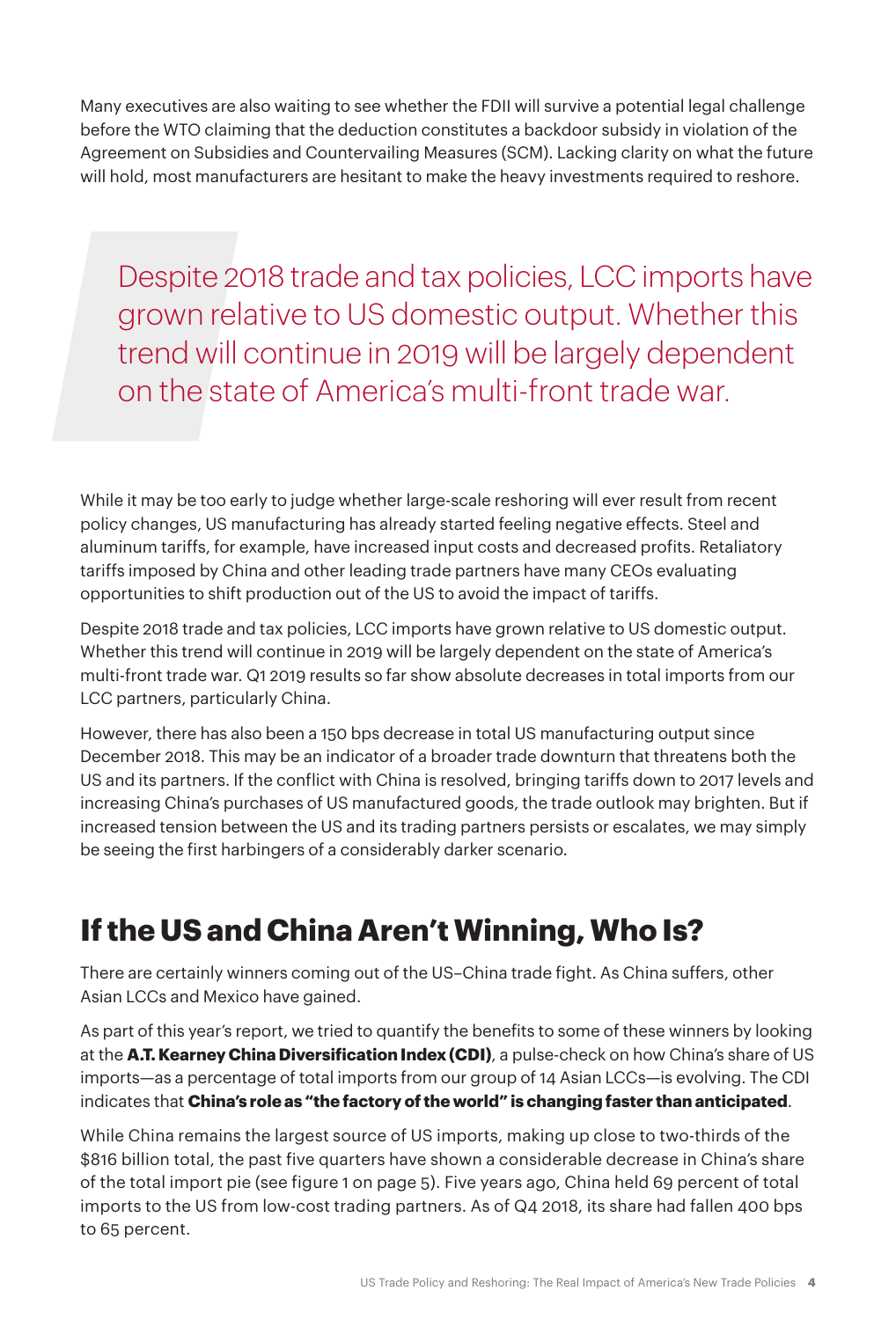Many executives are also waiting to see whether the FDII will survive a potential legal challenge before the WTO claiming that the deduction constitutes a backdoor subsidy in violation of the Agreement on Subsidies and Countervailing Measures (SCM). Lacking clarity on what the future will hold, most manufacturers are hesitant to make the heavy investments required to reshore.

> Despite 2018 trade and tax policies, LCC imports have grown relative to US domestic output. Whether this trend will continue in 2019 will be largely dependent on the state of America's multi-front trade war.

While it may be too early to judge whether large-scale reshoring will ever result from recent policy changes, US manufacturing has already started feeling negative effects. Steel and aluminum tariffs, for example, have increased input costs and decreased profits. Retaliatory tariffs imposed by China and other leading trade partners have many CEOs evaluating opportunities to shift production out of the US to avoid the impact of tariffs.

Despite 2018 trade and tax policies, LCC imports have grown relative to US domestic output. Whether this trend will continue in 2019 will be largely dependent on the state of America's multi-front trade war. Q1 2019 results so far show absolute decreases in total imports from our LCC partners, particularly China.

However, there has also been a 150 bps decrease in total US manufacturing output since December 2018. This may be an indicator of a broader trade downturn that threatens both the US and its partners. If the conflict with China is resolved, bringing tariffs down to 2017 levels and increasing China's purchases of US manufactured goods, the trade outlook may brighten. But if increased tension between the US and its trading partners persists or escalates, we may simply be seeing the first harbingers of a considerably darker scenario.

## If the US and China Aren't Winning, Who Is?

There are certainly winners coming out of the US–China trade fight. As China suffers, other Asian LCCs and Mexico have gained.

As part of this year's report, we tried to quantify the benefits to some of these winners by looking at the **A.T. Kearney China Diversification Index (CDI)**, a pulse-check on how China's share of US imports—as a percentage of total imports from our group of 14 Asian LCCs—is evolving. The CDI indicates that **China's role as "the factory of the world" is changing faster than anticipated**.

While China remains the largest source of US imports, making up close to two-thirds of the $816 billion total, the past five quarters have shown a considerable decrease in China's share of the total import pie (see figure 1 on page 5). Five years ago, China held 69 percent of total imports to the US from low-cost trading partners. As of Q4 2018, its share had fallen 400 bps to 65 percent.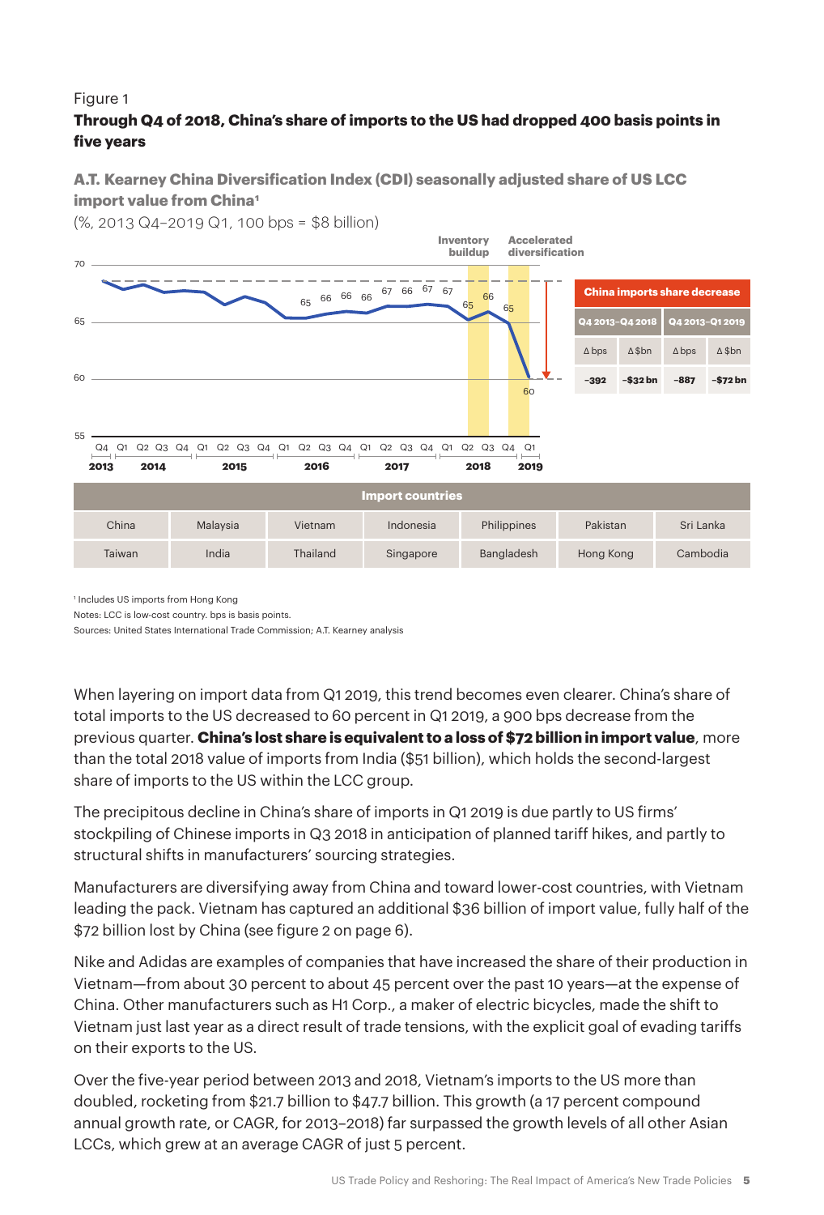Figure 1

**Through Q4 of 2018, China's share of imports to the US had dropped 400 basis points in five years**

**A.T. Kearney China Diversification Index (CDI) seasonally adjusted share of US LCC import value from China**[1]

(%, 2013 Q4–2019 Q1, 100 bps = $8 billion)

| China imports share decrease | | | |
|---|---|---|---|
| Q4 2013–Q4 2018 | | Q4 2013–Q1 2019 | |
| Δ bps | Δ $bn | Δ bps | Δ $bn |
| –392 | –$32 bn | –887 | –$72 bn |

| Import countries | | | | | | |
|---|---|---|---|---|---|---|
| China | Malaysia | Vietnam | Indonesia | Philippines | Pakistan | Sri Lanka |
| Taiwan | India | Thailand | Singapore | Bangladesh | Hong Kong | Cambodia |

[1] Includes US imports from Hong Kong

Notes: LCC is low-cost country. bps is basis points.

Sources: United States International Trade Commission; A.T. Kearney analysis

When layering on import data from Q1 2019, this trend becomes even clearer. China's share of total imports to the US decreased to 60 percent in Q1 2019, a 900 bps decrease from the previous quarter. **China's lost share is equivalent to a loss of $72 billion in import value**, more than the total 2018 value of imports from India ($51 billion), which holds the second-largest share of imports to the US within the LCC group.

The precipitous decline in China's share of imports in Q1 2019 is due partly to US firms' stockpiling of Chinese imports in Q3 2018 in anticipation of planned tariff hikes, and partly to structural shifts in manufacturers' sourcing strategies.

Manufacturers are diversifying away from China and toward lower-cost countries, with Vietnam leading the pack. Vietnam has captured an additional $36 billion of import value, fully half of the $72 billion lost by China (see figure 2 on page 6).

Nike and Adidas are examples of companies that have increased the share of their production in Vietnam—from about 30 percent to about 45 percent over the past 10 years—at the expense of China. Other manufacturers such as H1 Corp., a maker of electric bicycles, made the shift to Vietnam just last year as a direct result of trade tensions, with the explicit goal of evading tariffs on their exports to the US.

Over the five-year period between 2013 and 2018, Vietnam's imports to the US more than doubled, rocketing from $21.7 billion to $47.7 billion. This growth (a 17 percent compound annual growth rate, or CAGR, for 2013–2018) far surpassed the growth levels of all other Asian LCCs, which grew at an average CAGR of just 5 percent.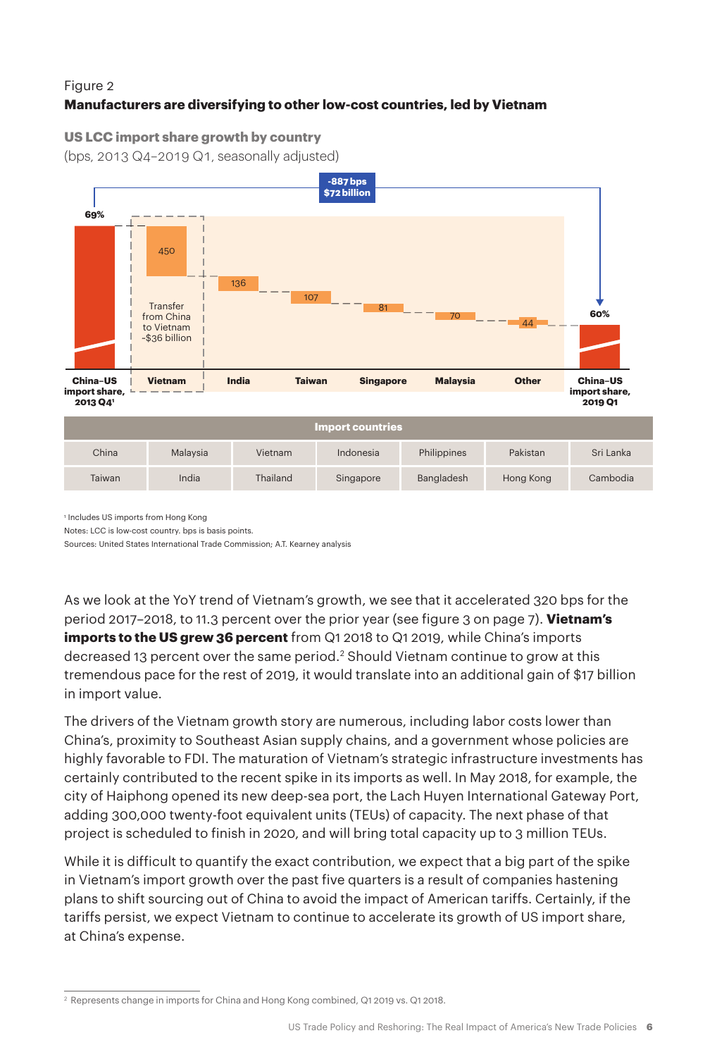Figure 2

**Manufacturers are diversifying to other low-cost countries, led by Vietnam**

**US LCC import share growth by country**

(bps, 2013 Q4–2019 Q1, seasonally adjusted)

-887 bps
$72 billion

69%

450

Transfer from China to Vietnam ~$36 billion

136

107

81

70

44

60%

China–US import share, 2013 Q4[1] | Vietnam | India | Taiwan | Singapore | Malaysia | Other | China–US import share, 2019 Q1

| Import countries | | | | | | |
|---|---|---|---|---|---|---|
| China | Malaysia | Vietnam | Indonesia | Philippines | Pakistan | Sri Lanka |
| Taiwan | India | Thailand | Singapore | Bangladesh | Hong Kong | Cambodia |

[1] Includes US imports from Hong Kong

Notes: LCC is low-cost country. bps is basis points.

Sources: United States International Trade Commission; A.T. Kearney analysis

As we look at the YoY trend of Vietnam's growth, we see that it accelerated 320 bps for the period 2017–2018, to 11.3 percent over the prior year (see figure 3 on page 7). **Vietnam's imports to the US grew 36 percent** from Q1 2018 to Q1 2019, while China's imports decreased 13 percent over the same period.[2] Should Vietnam continue to grow at this tremendous pace for the rest of 2019, it would translate into an additional gain of $17 billion in import value.

The drivers of the Vietnam growth story are numerous, including labor costs lower than China's, proximity to Southeast Asian supply chains, and a government whose policies are highly favorable to FDI. The maturation of Vietnam's strategic infrastructure investments has certainly contributed to the recent spike in its imports as well. In May 2018, for example, the city of Haiphong opened its new deep-sea port, the Lach Huyen International Gateway Port, adding 300,000 twenty-foot equivalent units (TEUs) of capacity. The next phase of that project is scheduled to finish in 2020, and will bring total capacity up to 3 million TEUs.

While it is difficult to quantify the exact contribution, we expect that a big part of the spike in Vietnam's import growth over the past five quarters is a result of companies hastening plans to shift sourcing out of China to avoid the impact of American tariffs. Certainly, if the tariffs persist, we expect Vietnam to continue to accelerate its growth of US import share, at China's expense.

[2] Represents change in imports for China and Hong Kong combined, Q1 2019 vs. Q1 2018.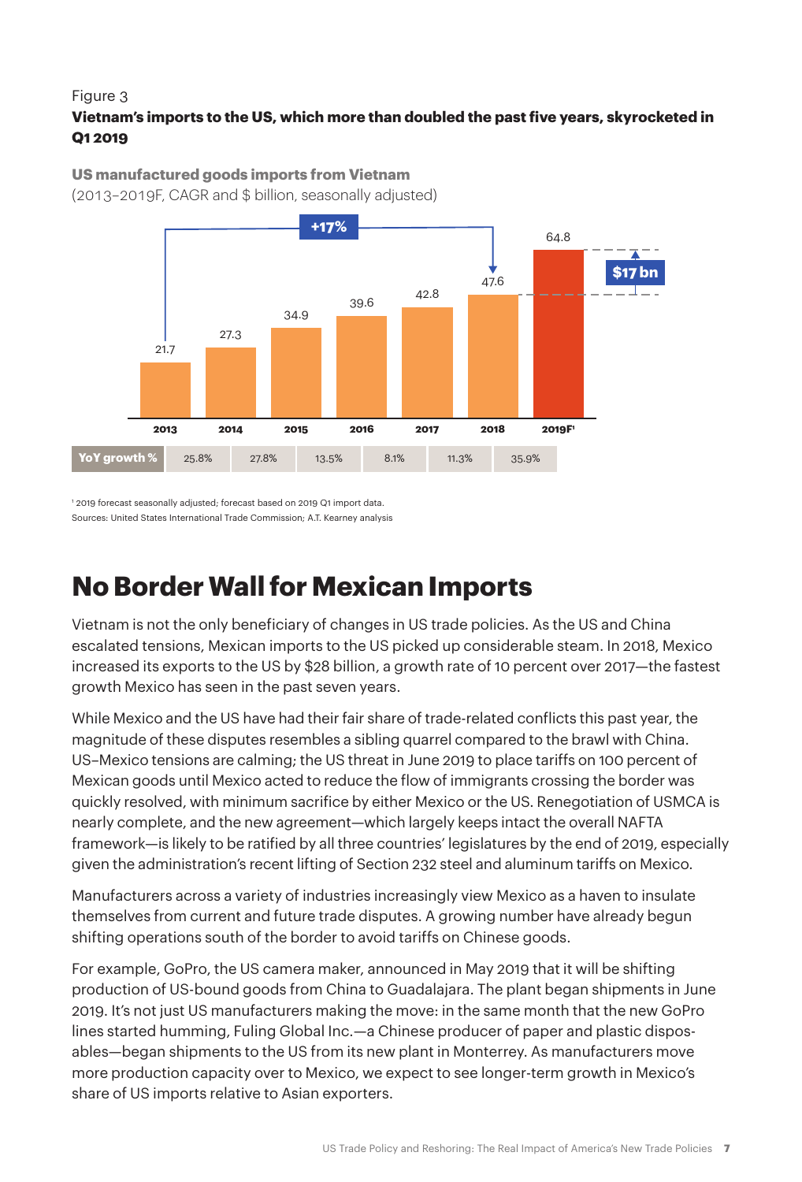Figure 3

**Vietnam's imports to the US, which more than doubled the past five years, skyrocketed in Q1 2019**

**US manufactured goods imports from Vietnam**
(2013–2019F, CAGR and $ billion, seasonally adjusted)

| | 2013 | 2014 | 2015 | 2016 | 2017 | 2018 | 2019F[1] |
|---|---|---|---|---|---|---|---|
| $ billion | 21.7 | 27.3 | 34.9 | 39.6 | 42.8 | 47.6 | 64.8 |
| YoY growth % | | 25.8% | 27.8% | 13.5% | 8.1% | 11.3% | 35.9% |

CAGR 2013–2018: +17%; 2018 to 2019F: $17 bn

[1] 2019 forecast seasonally adjusted; forecast based on 2019 Q1 import data.
Sources: United States International Trade Commission; A.T. Kearney analysis

# No Border Wall for Mexican Imports

Vietnam is not the only beneficiary of changes in US trade policies. As the US and China escalated tensions, Mexican imports to the US picked up considerable steam. In 2018, Mexico increased its exports to the US by $28 billion, a growth rate of 10 percent over 2017—the fastest growth Mexico has seen in the past seven years.

While Mexico and the US have had their fair share of trade-related conflicts this past year, the magnitude of these disputes resembles a sibling quarrel compared to the brawl with China. US–Mexico tensions are calming; the US threat in June 2019 to place tariffs on 100 percent of Mexican goods until Mexico acted to reduce the flow of immigrants crossing the border was quickly resolved, with minimum sacrifice by either Mexico or the US. Renegotiation of USMCA is nearly complete, and the new agreement—which largely keeps intact the overall NAFTA framework—is likely to be ratified by all three countries' legislatures by the end of 2019, especially given the administration's recent lifting of Section 232 steel and aluminum tariffs on Mexico.

Manufacturers across a variety of industries increasingly view Mexico as a haven to insulate themselves from current and future trade disputes. A growing number have already begun shifting operations south of the border to avoid tariffs on Chinese goods.

For example, GoPro, the US camera maker, announced in May 2019 that it will be shifting production of US-bound goods from China to Guadalajara. The plant began shipments in June 2019. It's not just US manufacturers making the move: in the same month that the new GoPro lines started humming, Fuling Global Inc.—a Chinese producer of paper and plastic disposables—began shipments to the US from its new plant in Monterrey. As manufacturers move more production capacity over to Mexico, we expect to see longer-term growth in Mexico's share of US imports relative to Asian exporters.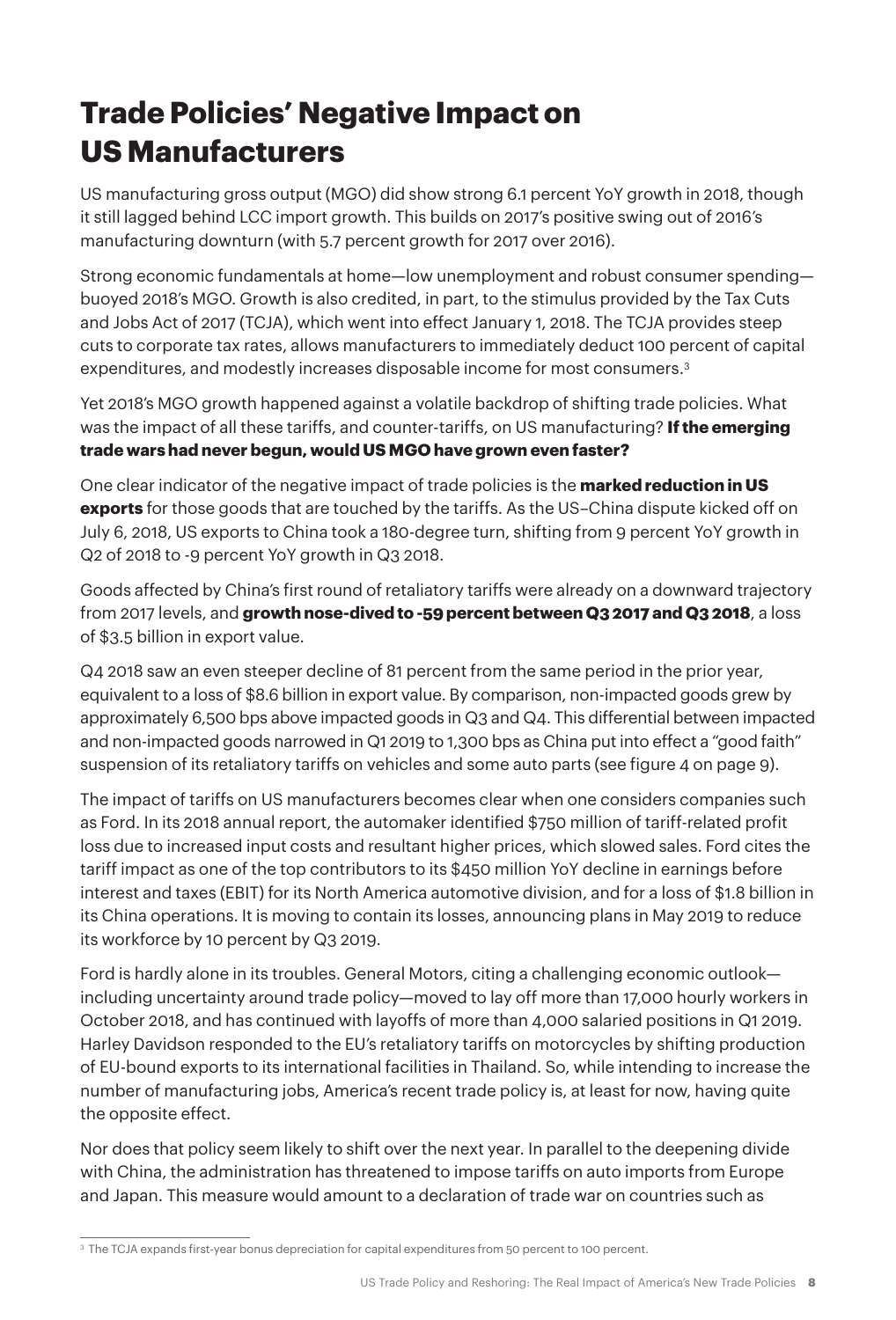# Trade Policies' Negative Impact on US Manufacturers

US manufacturing gross output (MGO) did show strong 6.1 percent YoY growth in 2018, though it still lagged behind LCC import growth. This builds on 2017's positive swing out of 2016's manufacturing downturn (with 5.7 percent growth for 2017 over 2016).

Strong economic fundamentals at home—low unemployment and robust consumer spending—buoyed 2018's MGO. Growth is also credited, in part, to the stimulus provided by the Tax Cuts and Jobs Act of 2017 (TCJA), which went into effect January 1, 2018. The TCJA provides steep cuts to corporate tax rates, allows manufacturers to immediately deduct 100 percent of capital expenditures, and modestly increases disposable income for most consumers.[3]

Yet 2018's MGO growth happened against a volatile backdrop of shifting trade policies. What was the impact of all these tariffs, and counter-tariffs, on US manufacturing? **If the emerging trade wars had never begun, would US MGO have grown even faster?**

One clear indicator of the negative impact of trade policies is the **marked reduction in US exports** for those goods that are touched by the tariffs. As the US–China dispute kicked off on July 6, 2018, US exports to China took a 180-degree turn, shifting from 9 percent YoY growth in Q2 of 2018 to -9 percent YoY growth in Q3 2018.

Goods affected by China's first round of retaliatory tariffs were already on a downward trajectory from 2017 levels, and **growth nose-dived to -59 percent between Q3 2017 and Q3 2018**, a loss of $3.5 billion in export value.

Q4 2018 saw an even steeper decline of 81 percent from the same period in the prior year, equivalent to a loss of $8.6 billion in export value. By comparison, non-impacted goods grew by approximately 6,500 bps above impacted goods in Q3 and Q4. This differential between impacted and non-impacted goods narrowed in Q1 2019 to 1,300 bps as China put into effect a "good faith" suspension of its retaliatory tariffs on vehicles and some auto parts (see figure 4 on page 9).

The impact of tariffs on US manufacturers becomes clear when one considers companies such as Ford. In its 2018 annual report, the automaker identified $750 million of tariff-related profit loss due to increased input costs and resultant higher prices, which slowed sales. Ford cites the tariff impact as one of the top contributors to its $450 million YoY decline in earnings before interest and taxes (EBIT) for its North America automotive division, and for a loss of $1.8 billion in its China operations. It is moving to contain its losses, announcing plans in May 2019 to reduce its workforce by 10 percent by Q3 2019.

Ford is hardly alone in its troubles. General Motors, citing a challenging economic outlook—including uncertainty around trade policy—moved to lay off more than 17,000 hourly workers in October 2018, and has continued with layoffs of more than 4,000 salaried positions in Q1 2019. Harley Davidson responded to the EU's retaliatory tariffs on motorcycles by shifting production of EU-bound exports to its international facilities in Thailand. So, while intending to increase the number of manufacturing jobs, America's recent trade policy is, at least for now, having quite the opposite effect.

Nor does that policy seem likely to shift over the next year. In parallel to the deepening divide with China, the administration has threatened to impose tariffs on auto imports from Europe and Japan. This measure would amount to a declaration of trade war on countries such as

[3] The TCJA expands first-year bonus depreciation for capital expenditures from 50 percent to 100 percent.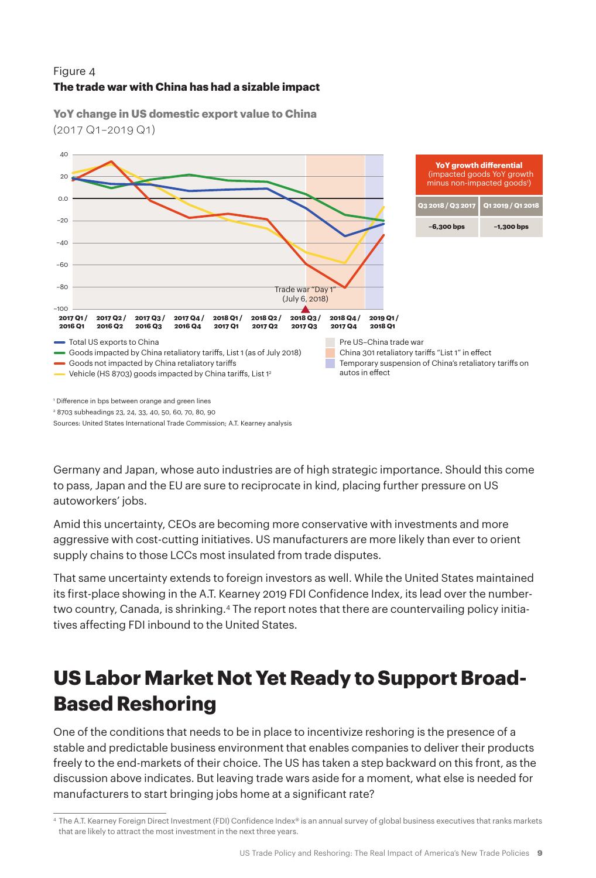Figure 4

**The trade war with China has had a sizable impact**

**YoY change in US domestic export value to China**
(2017 Q1–2019 Q1)

| YoY growth differential (impacted goods YoY growth minus non-impacted goods[1]) | |
|---|---|
| Q3 2018 / Q3 2017 | Q1 2019 / Q1 2018 |
| –6,300 bps | –1,300 bps |

Trade war "Day 1" (July 6, 2018)

- Total US exports to China
- Goods impacted by China retaliatory tariffs, List 1 (as of July 2018)
- Goods not impacted by China retaliatory tariffs
- Vehicle (HS 8703) goods impacted by China tariffs, List 1[2]
- Pre US–China trade war
- China 301 retaliatory tariffs "List 1" in effect
- Temporary suspension of China's retaliatory tariffs on autos in effect

[1] Difference in bps between orange and green lines
[2] 8703 subheadings 23, 24, 33, 40, 50, 60, 70, 80, 90
Sources: United States International Trade Commission; A.T. Kearney analysis

Germany and Japan, whose auto industries are of high strategic importance. Should this come to pass, Japan and the EU are sure to reciprocate in kind, placing further pressure on US autoworkers' jobs.

Amid this uncertainty, CEOs are becoming more conservative with investments and more aggressive with cost-cutting initiatives. US manufacturers are more likely than ever to orient supply chains to those LCCs most insulated from trade disputes.

That same uncertainty extends to foreign investors as well. While the United States maintained its first-place showing in the A.T. Kearney 2019 FDI Confidence Index, its lead over the number-two country, Canada, is shrinking.[4] The report notes that there are countervailing policy initiatives affecting FDI inbound to the United States.

# US Labor Market Not Yet Ready to Support Broad-Based Reshoring

One of the conditions that needs to be in place to incentivize reshoring is the presence of a stable and predictable business environment that enables companies to deliver their products freely to the end-markets of their choice. The US has taken a step backward on this front, as the discussion above indicates. But leaving trade wars aside for a moment, what else is needed for manufacturers to start bringing jobs home at a significant rate?

[4] The A.T. Kearney Foreign Direct Investment (FDI) Confidence Index® is an annual survey of global business executives that ranks markets that are likely to attract the most investment in the next three years.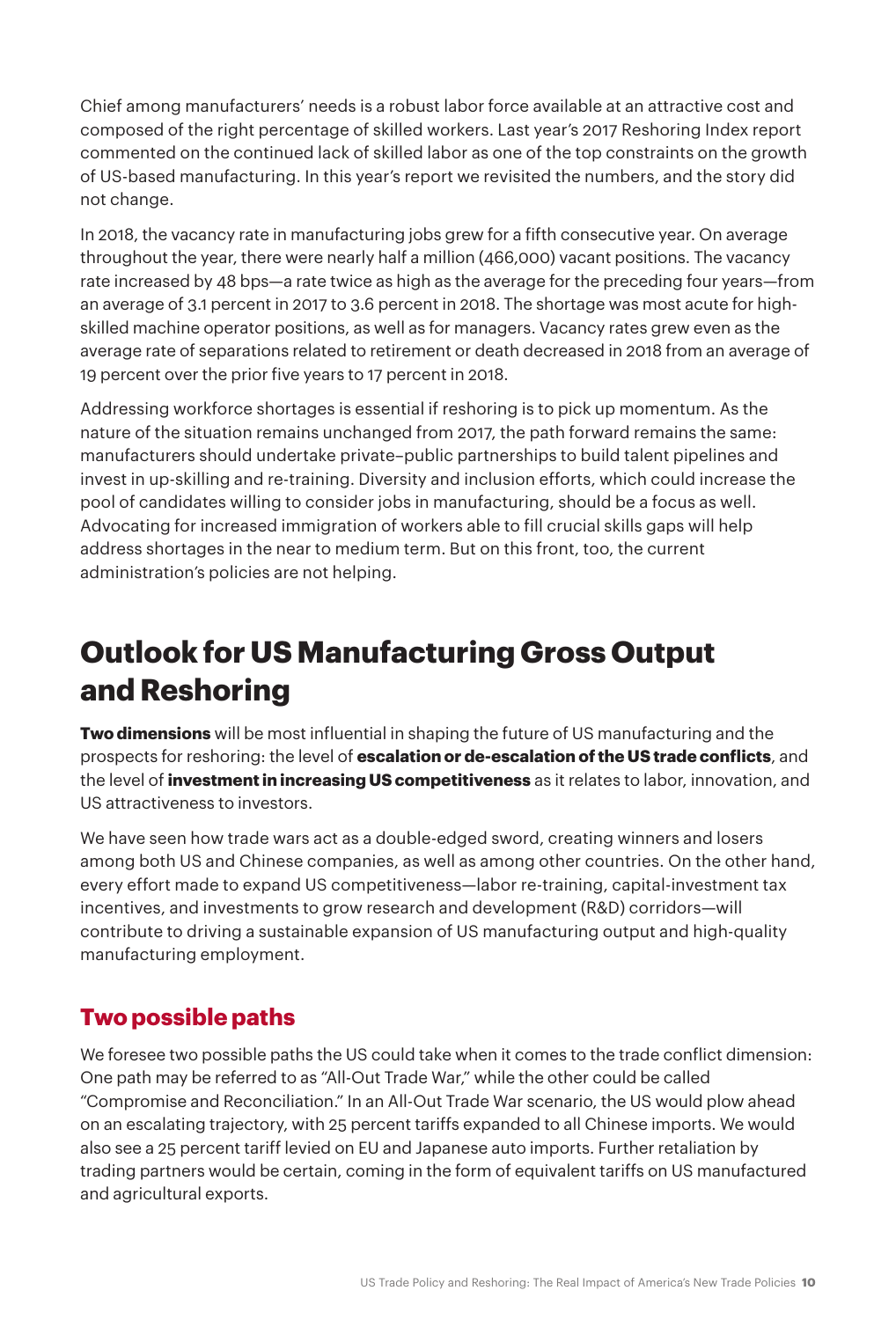Chief among manufacturers' needs is a robust labor force available at an attractive cost and composed of the right percentage of skilled workers. Last year's 2017 Reshoring Index report commented on the continued lack of skilled labor as one of the top constraints on the growth of US-based manufacturing. In this year's report we revisited the numbers, and the story did not change.

In 2018, the vacancy rate in manufacturing jobs grew for a fifth consecutive year. On average throughout the year, there were nearly half a million (466,000) vacant positions. The vacancy rate increased by 48 bps—a rate twice as high as the average for the preceding four years—from an average of 3.1 percent in 2017 to 3.6 percent in 2018. The shortage was most acute for high-skilled machine operator positions, as well as for managers. Vacancy rates grew even as the average rate of separations related to retirement or death decreased in 2018 from an average of 19 percent over the prior five years to 17 percent in 2018.

Addressing workforce shortages is essential if reshoring is to pick up momentum. As the nature of the situation remains unchanged from 2017, the path forward remains the same: manufacturers should undertake private–public partnerships to build talent pipelines and invest in up-skilling and re-training. Diversity and inclusion efforts, which could increase the pool of candidates willing to consider jobs in manufacturing, should be a focus as well. Advocating for increased immigration of workers able to fill crucial skills gaps will help address shortages in the near to medium term. But on this front, too, the current administration's policies are not helping.

# Outlook for US Manufacturing Gross Output and Reshoring

**Two dimensions** will be most influential in shaping the future of US manufacturing and the prospects for reshoring: the level of **escalation or de-escalation of the US trade conflicts**, and the level of **investment in increasing US competitiveness** as it relates to labor, innovation, and US attractiveness to investors.

We have seen how trade wars act as a double-edged sword, creating winners and losers among both US and Chinese companies, as well as among other countries. On the other hand, every effort made to expand US competitiveness—labor re-training, capital-investment tax incentives, and investments to grow research and development (R&D) corridors—will contribute to driving a sustainable expansion of US manufacturing output and high-quality manufacturing employment.

## Two possible paths

We foresee two possible paths the US could take when it comes to the trade conflict dimension: One path may be referred to as "All-Out Trade War," while the other could be called "Compromise and Reconciliation." In an All-Out Trade War scenario, the US would plow ahead on an escalating trajectory, with 25 percent tariffs expanded to all Chinese imports. We would also see a 25 percent tariff levied on EU and Japanese auto imports. Further retaliation by trading partners would be certain, coming in the form of equivalent tariffs on US manufactured and agricultural exports.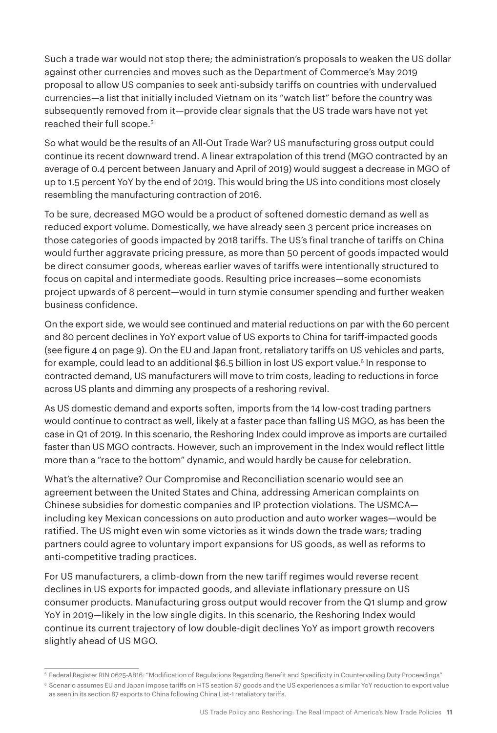Such a trade war would not stop there; the administration's proposals to weaken the US dollar against other currencies and moves such as the Department of Commerce's May 2019 proposal to allow US companies to seek anti-subsidy tariffs on countries with undervalued currencies—a list that initially included Vietnam on its "watch list" before the country was subsequently removed from it—provide clear signals that the US trade wars have not yet reached their full scope.[5]

So what would be the results of an All-Out Trade War? US manufacturing gross output could continue its recent downward trend. A linear extrapolation of this trend (MGO contracted by an average of 0.4 percent between January and April of 2019) would suggest a decrease in MGO of up to 1.5 percent YoY by the end of 2019. This would bring the US into conditions most closely resembling the manufacturing contraction of 2016.

To be sure, decreased MGO would be a product of softened domestic demand as well as reduced export volume. Domestically, we have already seen 3 percent price increases on those categories of goods impacted by 2018 tariffs. The US's final tranche of tariffs on China would further aggravate pricing pressure, as more than 50 percent of goods impacted would be direct consumer goods, whereas earlier waves of tariffs were intentionally structured to focus on capital and intermediate goods. Resulting price increases—some economists project upwards of 8 percent—would in turn stymie consumer spending and further weaken business confidence.

On the export side, we would see continued and material reductions on par with the 60 percent and 80 percent declines in YoY export value of US exports to China for tariff-impacted goods (see figure 4 on page 9). On the EU and Japan front, retaliatory tariffs on US vehicles and parts, for example, could lead to an additional $6.5 billion in lost US export value.[6] In response to contracted demand, US manufacturers will move to trim costs, leading to reductions in force across US plants and dimming any prospects of a reshoring revival.

As US domestic demand and exports soften, imports from the 14 low-cost trading partners would continue to contract as well, likely at a faster pace than falling US MGO, as has been the case in Q1 of 2019. In this scenario, the Reshoring Index could improve as imports are curtailed faster than US MGO contracts. However, such an improvement in the Index would reflect little more than a "race to the bottom" dynamic, and would hardly be cause for celebration.

What's the alternative? Our Compromise and Reconciliation scenario would see an agreement between the United States and China, addressing American complaints on Chinese subsidies for domestic companies and IP protection violations. The USMCA—including key Mexican concessions on auto production and auto worker wages—would be ratified. The US might even win some victories as it winds down the trade wars; trading partners could agree to voluntary import expansions for US goods, as well as reforms to anti-competitive trading practices.

For US manufacturers, a climb-down from the new tariff regimes would reverse recent declines in US exports for impacted goods, and alleviate inflationary pressure on US consumer products. Manufacturing gross output would recover from the Q1 slump and grow YoY in 2019—likely in the low single digits. In this scenario, the Reshoring Index would continue its current trajectory of low double-digit declines YoY as import growth recovers slightly ahead of US MGO.

---

[5] Federal Register RIN 0625-AB16: "Modification of Regulations Regarding Benefit and Specificity in Countervailing Duty Proceedings"

[6] Scenario assumes EU and Japan impose tariffs on HTS section 87 goods and the US experiences a similar YoY reduction to export value as seen in its section 87 exports to China following China List-1 retaliatory tariffs.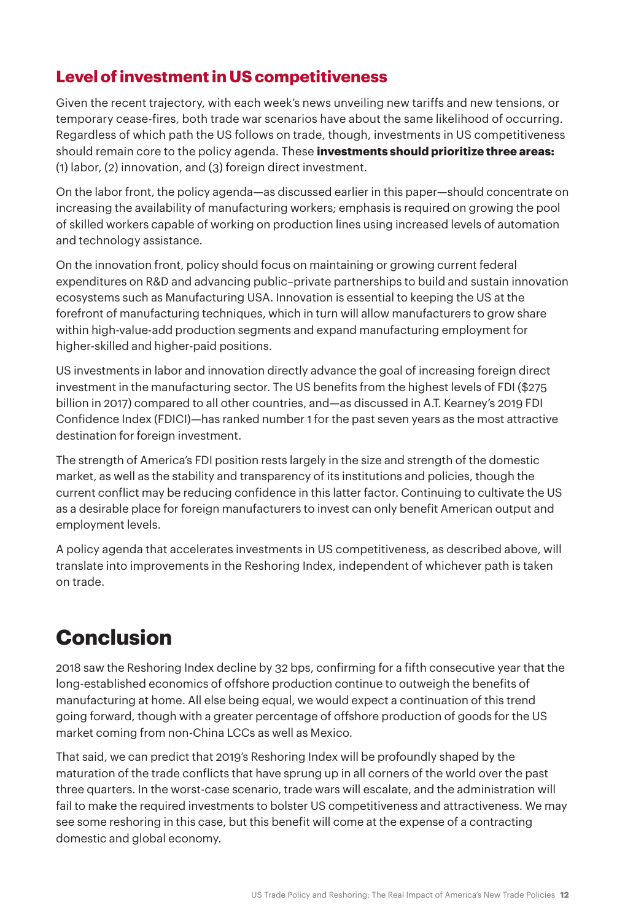## Level of investment in US competitiveness

Given the recent trajectory, with each week's news unveiling new tariffs and new tensions, or temporary cease-fires, both trade war scenarios have about the same likelihood of occurring. Regardless of which path the US follows on trade, though, investments in US competitiveness should remain core to the policy agenda. These **investments should prioritize three areas:** (1) labor, (2) innovation, and (3) foreign direct investment.

On the labor front, the policy agenda—as discussed earlier in this paper—should concentrate on increasing the availability of manufacturing workers; emphasis is required on growing the pool of skilled workers capable of working on production lines using increased levels of automation and technology assistance.

On the innovation front, policy should focus on maintaining or growing current federal expenditures on R&D and advancing public–private partnerships to build and sustain innovation ecosystems such as Manufacturing USA. Innovation is essential to keeping the US at the forefront of manufacturing techniques, which in turn will allow manufacturers to grow share within high-value-add production segments and expand manufacturing employment for higher-skilled and higher-paid positions.

US investments in labor and innovation directly advance the goal of increasing foreign direct investment in the manufacturing sector. The US benefits from the highest levels of FDI ($275 billion in 2017) compared to all other countries, and—as discussed in A.T. Kearney's 2019 FDI Confidence Index (FDICI)—has ranked number 1 for the past seven years as the most attractive destination for foreign investment.

The strength of America's FDI position rests largely in the size and strength of the domestic market, as well as the stability and transparency of its institutions and policies, though the current conflict may be reducing confidence in this latter factor. Continuing to cultivate the US as a desirable place for foreign manufacturers to invest can only benefit American output and employment levels.

A policy agenda that accelerates investments in US competitiveness, as described above, will translate into improvements in the Reshoring Index, independent of whichever path is taken on trade.

# Conclusion

2018 saw the Reshoring Index decline by 32 bps, confirming for a fifth consecutive year that the long-established economics of offshore production continue to outweigh the benefits of manufacturing at home. All else being equal, we would expect a continuation of this trend going forward, though with a greater percentage of offshore production of goods for the US market coming from non-China LCCs as well as Mexico.

That said, we can predict that 2019's Reshoring Index will be profoundly shaped by the maturation of the trade conflicts that have sprung up in all corners of the world over the past three quarters. In the worst-case scenario, trade wars will escalate, and the administration will fail to make the required investments to bolster US competitiveness and attractiveness. We may see some reshoring in this case, but this benefit will come at the expense of a contracting domestic and global economy.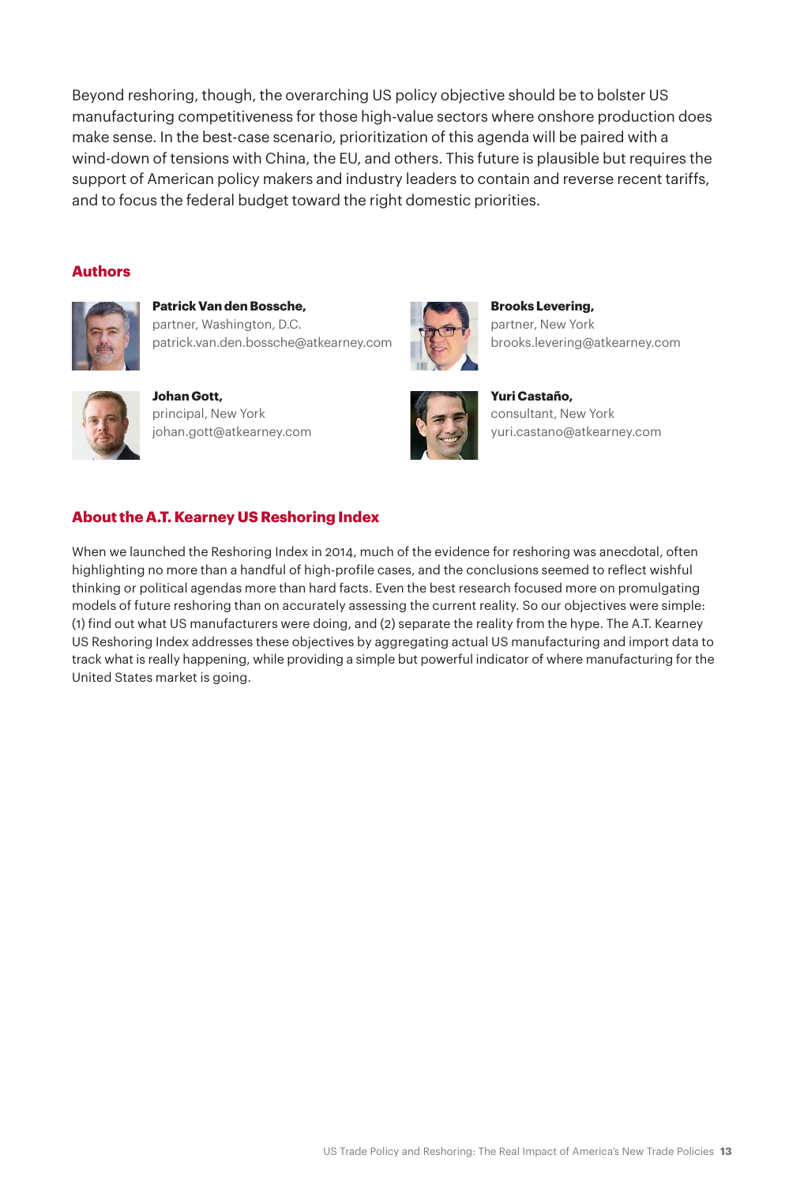Beyond reshoring, though, the overarching US policy objective should be to bolster US manufacturing competitiveness for those high-value sectors where onshore production does make sense. In the best-case scenario, prioritization of this agenda will be paired with a wind-down of tensions with China, the EU, and others. This future is plausible but requires the support of American policy makers and industry leaders to contain and reverse recent tariffs, and to focus the federal budget toward the right domestic priorities.

## Authors

**Patrick Van den Bossche,**
partner, Washington, D.C.
patrick.van.den.bossche@atkearney.com

**Brooks Levering,**
partner, New York
brooks.levering@atkearney.com

**Johan Gott,**
principal, New York
johan.gott@atkearney.com

**Yuri Castaño,**
consultant, New York
yuri.castano@atkearney.com

## About the A.T. Kearney US Reshoring Index

When we launched the Reshoring Index in 2014, much of the evidence for reshoring was anecdotal, often highlighting no more than a handful of high-profile cases, and the conclusions seemed to reflect wishful thinking or political agendas more than hard facts. Even the best research focused more on promulgating models of future reshoring than on accurately assessing the current reality. So our objectives were simple: (1) find out what US manufacturers were doing, and (2) separate the reality from the hype. The A.T. Kearney US Reshoring Index addresses these objectives by aggregating actual US manufacturing and import data to track what is really happening, while providing a simple but powerful indicator of where manufacturing for the United States market is going.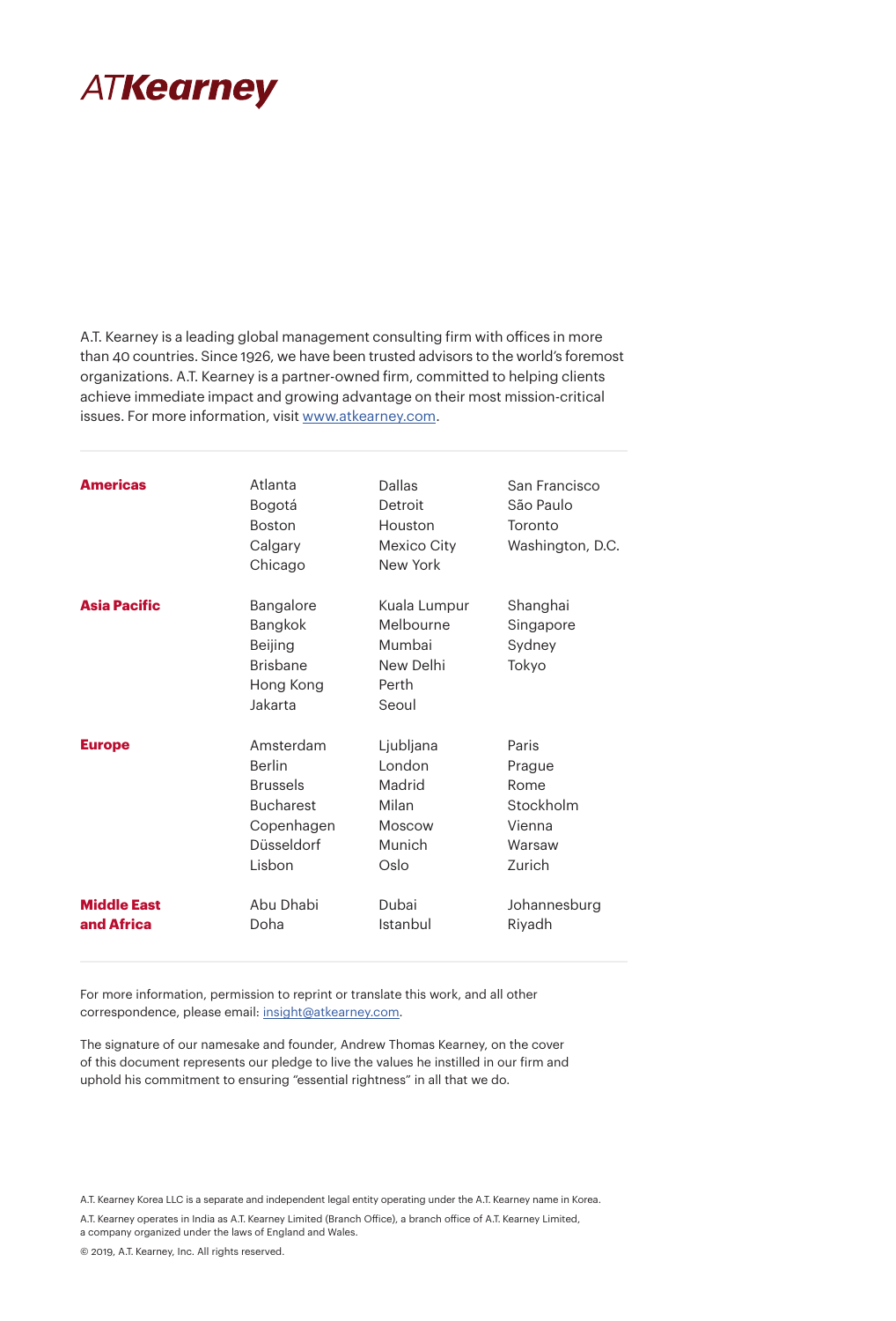# ATKearney

A.T. Kearney is a leading global management consulting firm with offices in more than 40 countries. Since 1926, we have been trusted advisors to the world's foremost organizations. A.T. Kearney is a partner-owned firm, committed to helping clients achieve immediate impact and growing advantage on their most mission-critical issues. For more information, visit [www.atkearney.com](http://www.atkearney.com).

| | | | |
|---|---|---|---|
| **Americas** | Atlanta<br>Bogotá<br>Boston<br>Calgary<br>Chicago | Dallas<br>Detroit<br>Houston<br>Mexico City<br>New York | San Francisco<br>São Paulo<br>Toronto<br>Washington, D.C. |
| **Asia Pacific** | Bangalore<br>Bangkok<br>Beijing<br>Brisbane<br>Hong Kong<br>Jakarta | Kuala Lumpur<br>Melbourne<br>Mumbai<br>New Delhi<br>Perth<br>Seoul | Shanghai<br>Singapore<br>Sydney<br>Tokyo |
| **Europe** | Amsterdam<br>Berlin<br>Brussels<br>Bucharest<br>Copenhagen<br>Düsseldorf<br>Lisbon | Ljubljana<br>London<br>Madrid<br>Milan<br>Moscow<br>Munich<br>Oslo | Paris<br>Prague<br>Rome<br>Stockholm<br>Vienna<br>Warsaw<br>Zurich |
| **Middle East and Africa** | Abu Dhabi<br>Doha | Dubai<br>Istanbul | Johannesburg<br>Riyadh |

For more information, permission to reprint or translate this work, and all other correspondence, please email: [insight@atkearney.com](mailto:insight@atkearney.com).

The signature of our namesake and founder, Andrew Thomas Kearney, on the cover of this document represents our pledge to live the values he instilled in our firm and uphold his commitment to ensuring "essential rightness" in all that we do.

A.T. Kearney Korea LLC is a separate and independent legal entity operating under the A.T. Kearney name in Korea.

A.T. Kearney operates in India as A.T. Kearney Limited (Branch Office), a branch office of A.T. Kearney Limited, a company organized under the laws of England and Wales.

© 2019, A.T. Kearney, Inc. All rights reserved.